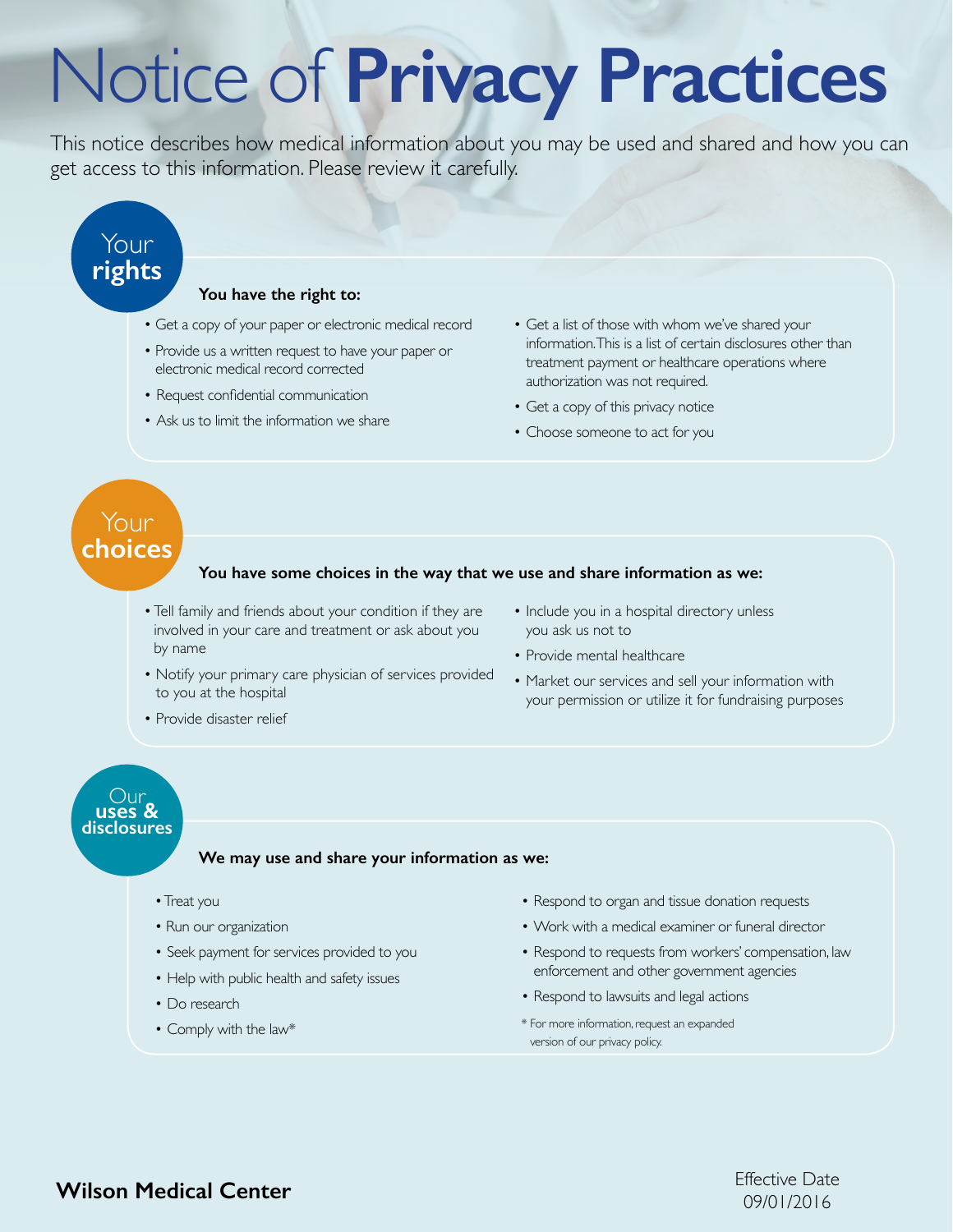# Notice of **Privacy Practices**

This notice describes how medical information about you may be used and shared and how you can get access to this information. Please review it carefully.

## Your **rights**

**You have the right to:**

- Get a copy of your paper or electronic medical record
- Provide us a written request to have your paper or electronic medical record corrected
- Request confidential communication
- Ask us to limit the information we share
- Get a list of those with whom we've shared your information. This is a list of certain disclosures other than treatment payment or healthcare operations where authorization was not required.
- Get a copy of this privacy notice
- Choose someone to act for you

## Your **choices**

**You have some choices in the way that we use and share information as we:**

- Tell family and friends about your condition if they are involved in your care and treatment or ask about you by name
- Notify your primary care physician of services provided to you at the hospital
- Provide disaster relief
- Include you in a hospital directory unless you ask us not to
- Provide mental healthcare
- Market our services and sell your information with your permission or utilize it for fundraising purposes

## Our **uses & disclosures**

**We may use and share your information as we:**

- Treat you
- Run our organization
- Seek payment for services provided to you
- Help with public health and safety issues
- Do research
- Comply with the law*
- Respond to organ and tissue donation requests
- Work with a medical examiner or funeral director
- Respond to requests from workers' compensation, law enforcement and other government agencies
- Respond to lawsuits and legal actions

\* For more information, request an expanded version of our privacy policy.

**Wilson Medical Center**

Effective Date 09/01/2016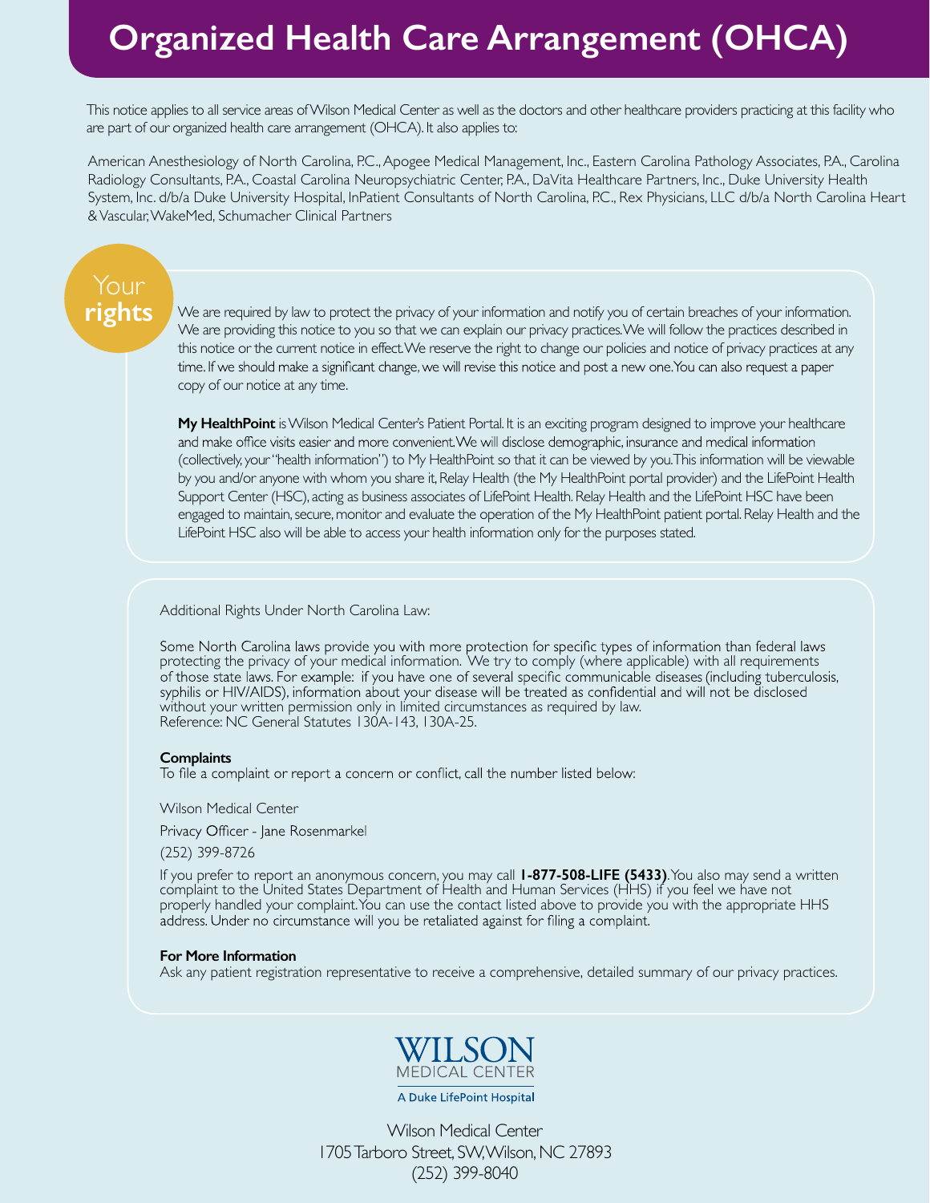# Organized Health Care Arrangement (OHCA)

This notice applies to all service areas of Wilson Medical Center as well as the doctors and other healthcare providers practicing at this facility who are part of our organized health care arrangement (OHCA). It also applies to:

American Anesthesiology of North Carolina, P.C., Apogee Medical Management, Inc., Eastern Carolina Pathology Associates, P.A., Carolina Radiology Consultants, P.A., Coastal Carolina Neuropsychiatric Center, P.A., DaVita Healthcare Partners, Inc., Duke University Health System, Inc. d/b/a Duke University Hospital, InPatient Consultants of North Carolina, P.C., Rex Physicians, LLC d/b/a North Carolina Heart & Vascular, WakeMed, Schumacher Clinical Partners

## Your rights

We are required by law to protect the privacy of your information and notify you of certain breaches of your information. We are providing this notice to you so that we can explain our privacy practices. We will follow the practices described in this notice or the current notice in effect. We reserve the right to change our policies and notice of privacy practices at any time. If we should make a significant change, we will revise this notice and post a new one. You can also request a paper copy of our notice at any time.

**My HealthPoint** is Wilson Medical Center's Patient Portal. It is an exciting program designed to improve your healthcare and make office visits easier and more convenient. We will disclose demographic, insurance and medical information (collectively, your "health information") to My HealthPoint so that it can be viewed by you. This information will be viewable by you and/or anyone with whom you share it, Relay Health (the My HealthPoint portal provider) and the LifePoint Health Support Center (HSC), acting as business associates of LifePoint Health. Relay Health and the LifePoint HSC have been engaged to maintain, secure, monitor and evaluate the operation of the My HealthPoint patient portal. Relay Health and the LifePoint HSC also will be able to access your health information only for the purposes stated.

Additional Rights Under North Carolina Law:

Some North Carolina laws provide you with more protection for specific types of information than federal laws protecting the privacy of your medical information. We try to comply (where applicable) with all requirements of those state laws. For example: if you have one of several specific communicable diseases (including tuberculosis, syphilis or HIV/AIDS), information about your disease will be treated as confidential and will not be disclosed without your written permission only in limited circumstances as required by law.
Reference: NC General Statutes 130A-143, 130A-25.

**Complaints**
To file a complaint or report a concern or conflict, call the number listed below:

Wilson Medical Center

Privacy Officer - Jane Rosenmarkel

(252) 399-8726

If you prefer to report an anonymous concern, you may call **1-877-508-LIFE (5433)**. You also may send a written complaint to the United States Department of Health and Human Services (HHS) if you feel we have not properly handled your complaint. You can use the contact listed above to provide you with the appropriate HHS address. Under no circumstance will you be retaliated against for filing a complaint.

**For More Information**
Ask any patient registration representative to receive a comprehensive, detailed summary of our privacy practices.

WILSON MEDICAL CENTER
A Duke LifePoint Hospital

Wilson Medical Center
1705 Tarboro Street, SW, Wilson, NC 27893
(252) 399-8040